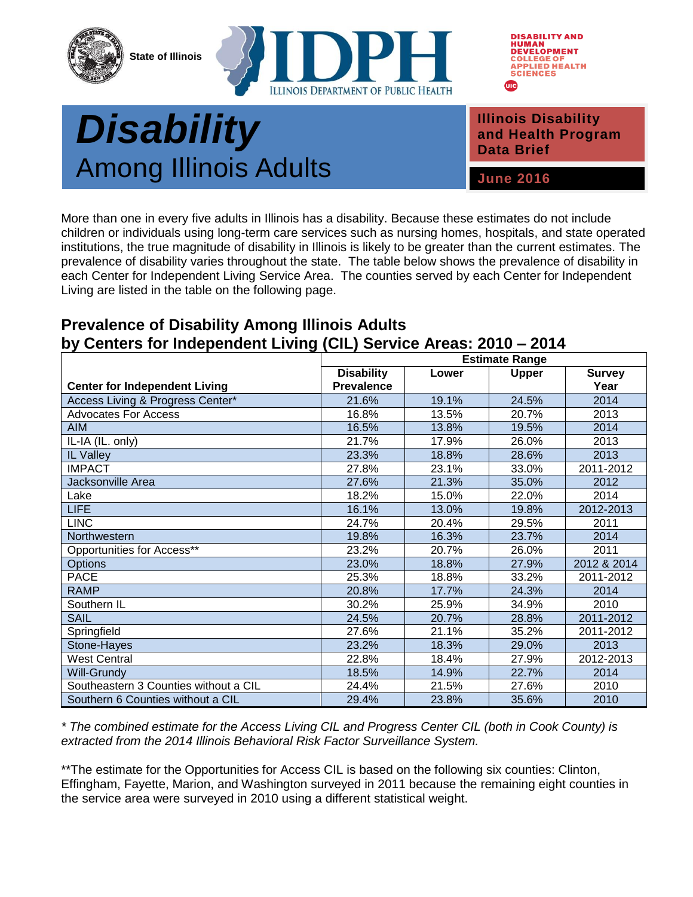State of Illinois

IDPH — Illinois Department of Public Health

Disability and Human Development, College of Applied Health Sciences, UIC

# Disability

## Among Illinois Adults

**Illinois Disability and Health Program Data Brief**

**June 2016**

More than one in every five adults in Illinois has a disability. Because these estimates do not include children or individuals using long-term care services such as nursing homes, hospitals, and state operated institutions, the true magnitude of disability in Illinois is likely to be greater than the current estimates. The prevalence of disability varies throughout the state. The table below shows the prevalence of disability in each Center for Independent Living Service Area. The counties served by each Center for Independent Living are listed in the table on the following page.

### Prevalence of Disability Among Illinois Adults by Centers for Independent Living (CIL) Service Areas: 2010 – 2014

| | Estimate Range | | | |
|---|---|---|---|---|
| **Center for Independent Living** | **Disability Prevalence** | **Lower** | **Upper** | **Survey Year** |
| Access Living & Progress Center* | 21.6% | 19.1% | 24.5% | 2014 |
| Advocates For Access | 16.8% | 13.5% | 20.7% | 2013 |
| AIM | 16.5% | 13.8% | 19.5% | 2014 |
| IL-IA (IL. only) | 21.7% | 17.9% | 26.0% | 2013 |
| IL Valley | 23.3% | 18.8% | 28.6% | 2013 |
| IMPACT | 27.8% | 23.1% | 33.0% | 2011-2012 |
| Jacksonville Area | 27.6% | 21.3% | 35.0% | 2012 |
| Lake | 18.2% | 15.0% | 22.0% | 2014 |
| LIFE | 16.1% | 13.0% | 19.8% | 2012-2013 |
| LINC | 24.7% | 20.4% | 29.5% | 2011 |
| Northwestern | 19.8% | 16.3% | 23.7% | 2014 |
| Opportunities for Access** | 23.2% | 20.7% | 26.0% | 2011 |
| Options | 23.0% | 18.8% | 27.9% | 2012 & 2014 |
| PACE | 25.3% | 18.8% | 33.2% | 2011-2012 |
| RAMP | 20.8% | 17.7% | 24.3% | 2014 |
| Southern IL | 30.2% | 25.9% | 34.9% | 2010 |
| SAIL | 24.5% | 20.7% | 28.8% | 2011-2012 |
| Springfield | 27.6% | 21.1% | 35.2% | 2011-2012 |
| Stone-Hayes | 23.2% | 18.3% | 29.0% | 2013 |
| West Central | 22.8% | 18.4% | 27.9% | 2012-2013 |
| Will-Grundy | 18.5% | 14.9% | 22.7% | 2014 |
| Southeastern 3 Counties without a CIL | 24.4% | 21.5% | 27.6% | 2010 |
| Southern 6 Counties without a CIL | 29.4% | 23.8% | 35.6% | 2010 |

*\* The combined estimate for the Access Living CIL and Progress Center CIL (both in Cook County) is extracted from the 2014 Illinois Behavioral Risk Factor Surveillance System.*

**The estimate for the Opportunities for Access CIL is based on the following six counties: Clinton, Effingham, Fayette, Marion, and Washington surveyed in 2011 because the remaining eight counties in the service area were surveyed in 2010 using a different statistical weight.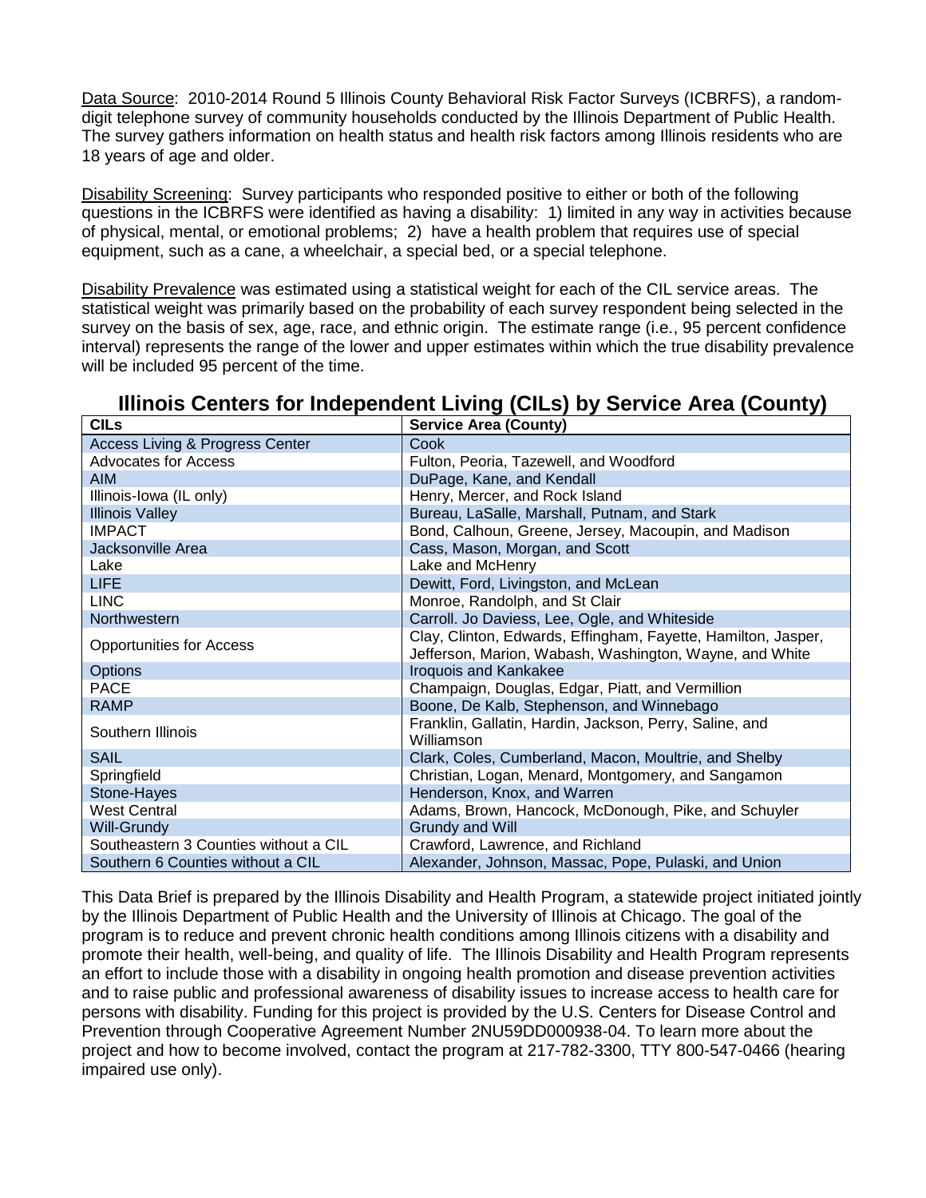Data Source: 2010-2014 Round 5 Illinois County Behavioral Risk Factor Surveys (ICBRFS), a random-digit telephone survey of community households conducted by the Illinois Department of Public Health. The survey gathers information on health status and health risk factors among Illinois residents who are 18 years of age and older.

Disability Screening: Survey participants who responded positive to either or both of the following questions in the ICBRFS were identified as having a disability: 1) limited in any way in activities because of physical, mental, or emotional problems; 2) have a health problem that requires use of special equipment, such as a cane, a wheelchair, a special bed, or a special telephone.

Disability Prevalence was estimated using a statistical weight for each of the CIL service areas. The statistical weight was primarily based on the probability of each survey respondent being selected in the survey on the basis of sex, age, race, and ethnic origin. The estimate range (i.e., 95 percent confidence interval) represents the range of the lower and upper estimates within which the true disability prevalence will be included 95 percent of the time.

## Illinois Centers for Independent Living (CILs) by Service Area (County)

| CILs | Service Area (County) |
|---|---|
| Access Living & Progress Center | Cook |
| Advocates for Access | Fulton, Peoria, Tazewell, and Woodford |
| AIM | DuPage, Kane, and Kendall |
| Illinois-Iowa (IL only) | Henry, Mercer, and Rock Island |
| Illinois Valley | Bureau, LaSalle, Marshall, Putnam, and Stark |
| IMPACT | Bond, Calhoun, Greene, Jersey, Macoupin, and Madison |
| Jacksonville Area | Cass, Mason, Morgan, and Scott |
| Lake | Lake and McHenry |
| LIFE | Dewitt, Ford, Livingston, and McLean |
| LINC | Monroe, Randolph, and St Clair |
| Northwestern | Carroll. Jo Daviess, Lee, Ogle, and Whiteside |
| Opportunities for Access | Clay, Clinton, Edwards, Effingham, Fayette, Hamilton, Jasper, Jefferson, Marion, Wabash, Washington, Wayne, and White |
| Options | Iroquois and Kankakee |
| PACE | Champaign, Douglas, Edgar, Piatt, and Vermillion |
| RAMP | Boone, De Kalb, Stephenson, and Winnebago |
| Southern Illinois | Franklin, Gallatin, Hardin, Jackson, Perry, Saline, and Williamson |
| SAIL | Clark, Coles, Cumberland, Macon, Moultrie, and Shelby |
| Springfield | Christian, Logan, Menard, Montgomery, and Sangamon |
| Stone-Hayes | Henderson, Knox, and Warren |
| West Central | Adams, Brown, Hancock, McDonough, Pike, and Schuyler |
| Will-Grundy | Grundy and Will |
| Southeastern 3 Counties without a CIL | Crawford, Lawrence, and Richland |
| Southern 6 Counties without a CIL | Alexander, Johnson, Massac, Pope, Pulaski, and Union |

This Data Brief is prepared by the Illinois Disability and Health Program, a statewide project initiated jointly by the Illinois Department of Public Health and the University of Illinois at Chicago. The goal of the program is to reduce and prevent chronic health conditions among Illinois citizens with a disability and promote their health, well-being, and quality of life. The Illinois Disability and Health Program represents an effort to include those with a disability in ongoing health promotion and disease prevention activities and to raise public and professional awareness of disability issues to increase access to health care for persons with disability. Funding for this project is provided by the U.S. Centers for Disease Control and Prevention through Cooperative Agreement Number 2NU59DD000938-04. To learn more about the project and how to become involved, contact the program at 217-782-3300, TTY 800-547-0466 (hearing impaired use only).